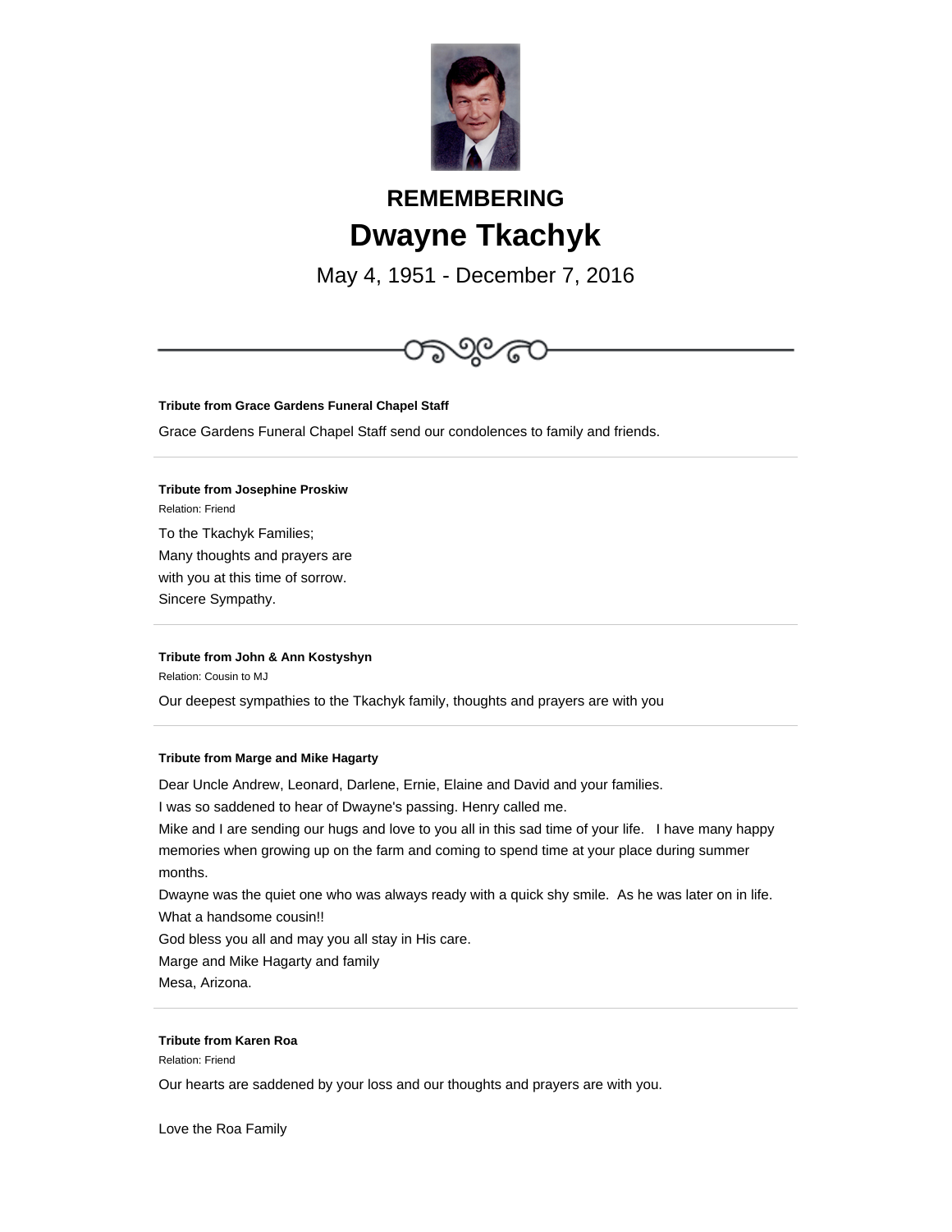# REMEMBERING
# Dwayne Tkachyk

May 4, 1951 - December 7, 2016

---

**Tribute from Grace Gardens Funeral Chapel Staff**

Grace Gardens Funeral Chapel Staff send our condolences to family and friends.

---

**Tribute from Josephine Proskiw**

Relation: Friend

To the Tkachyk Families;
Many thoughts and prayers are
with you at this time of sorrow.
Sincere Sympathy.

---

**Tribute from John & Ann Kostyshyn**

Relation: Cousin to MJ

Our deepest sympathies to the Tkachyk family, thoughts and prayers are with you

---

**Tribute from Marge and Mike Hagarty**

Dear Uncle Andrew, Leonard, Darlene, Ernie, Elaine and David and your families.
I was so saddened to hear of Dwayne's passing. Henry called me.
Mike and I are sending our hugs and love to you all in this sad time of your life. I have many happy memories when growing up on the farm and coming to spend time at your place during summer months.
Dwayne was the quiet one who was always ready with a quick shy smile. As he was later on in life.
What a handsome cousin!!
God bless you all and may you all stay in His care.
Marge and Mike Hagarty and family
Mesa, Arizona.

---

**Tribute from Karen Roa**

Relation: Friend

Our hearts are saddened by your loss and our thoughts and prayers are with you.

Love the Roa Family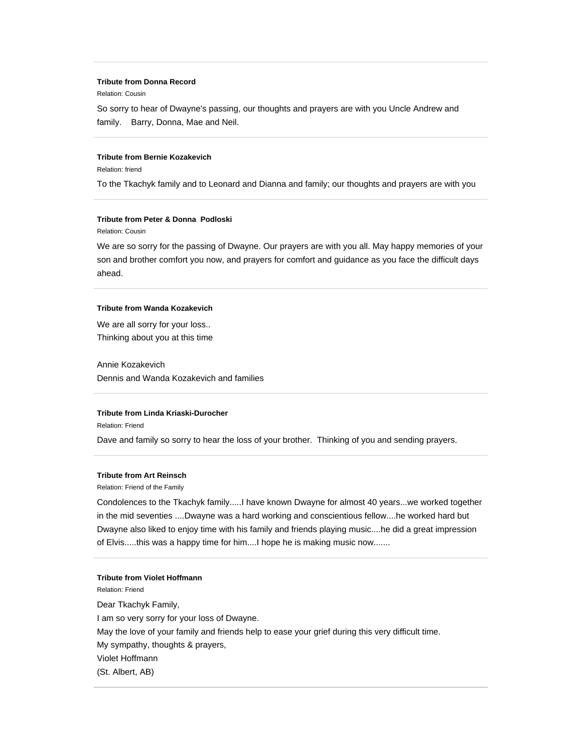---

**Tribute from Donna Record**

Relation: Cousin

So sorry to hear of Dwayne's passing, our thoughts and prayers are with you Uncle Andrew and family.    Barry, Donna, Mae and Neil.

---

**Tribute from Bernie Kozakevich**

Relation: friend

To the Tkachyk family and to Leonard and Dianna and family; our thoughts and prayers are with you

---

**Tribute from Peter & Donna  Podloski**

Relation: Cousin

We are so sorry for the passing of Dwayne. Our prayers are with you all. May happy memories of your son and brother comfort you now, and prayers for comfort and guidance as you face the difficult days ahead.

---

**Tribute from Wanda Kozakevich**

We are all sorry for your loss..
Thinking about you at this time

Annie Kozakevich
Dennis and Wanda Kozakevich and families

---

**Tribute from Linda Kriaski-Durocher**

Relation: Friend

Dave and family so sorry to hear the loss of your brother.  Thinking of you and sending prayers.

---

**Tribute from Art Reinsch**

Relation: Friend of the Family

Condolences to the Tkachyk family.....I have known Dwayne for almost 40 years...we worked together in the mid seventies ....Dwayne was a hard working and conscientious fellow....he worked hard but Dwayne also liked to enjoy time with his family and friends playing music....he did a great impression of Elvis.....this was a happy time for him....I hope he is making music now.......

---

**Tribute from Violet Hoffmann**

Relation: Friend

Dear Tkachyk Family,
I am so very sorry for your loss of Dwayne.
May the love of your family and friends help to ease your grief during this very difficult time.
My sympathy, thoughts & prayers,
Violet Hoffmann
(St. Albert, AB)

---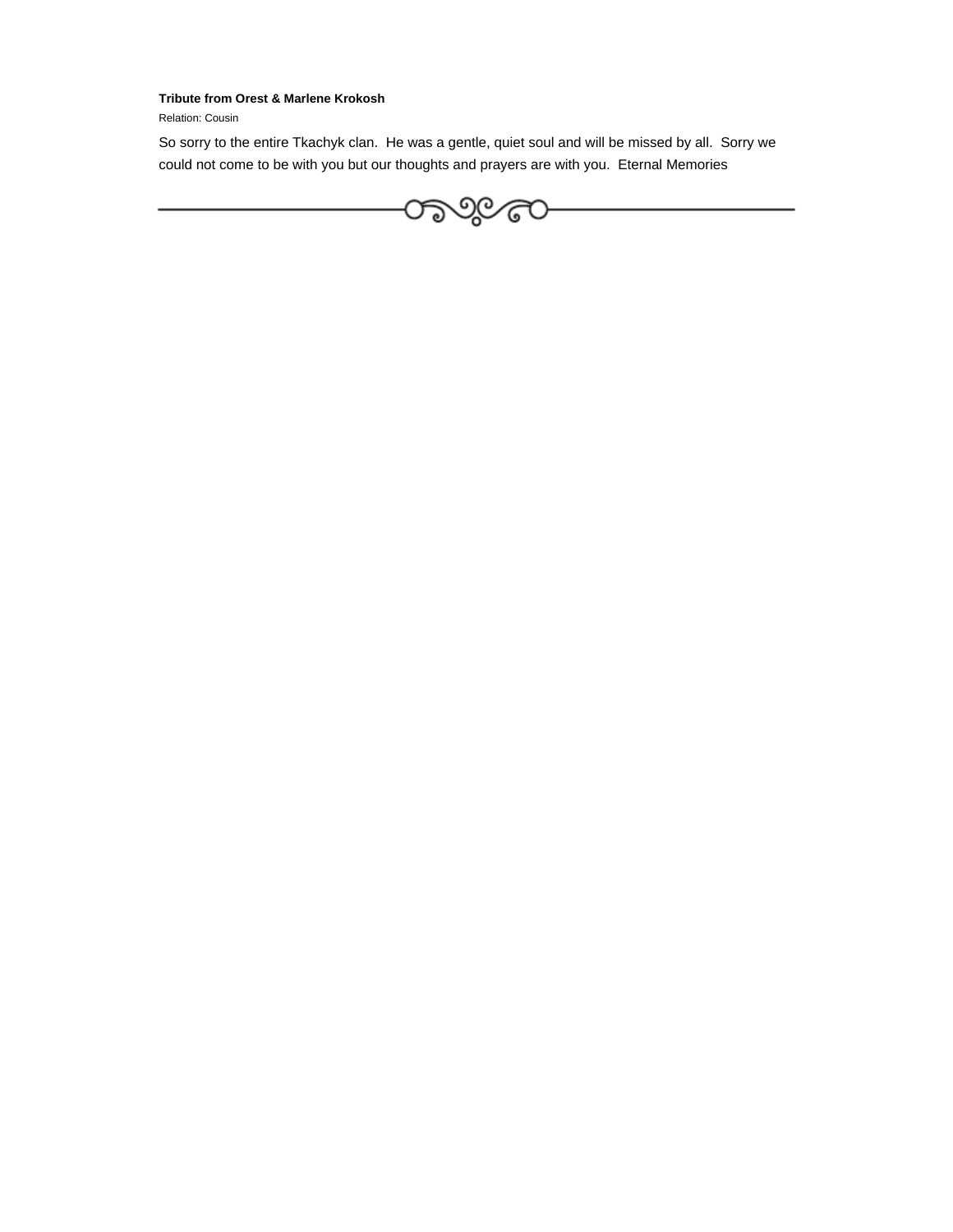**Tribute from Orest & Marlene Krokosh**

Relation: Cousin

So sorry to the entire Tkachyk clan. He was a gentle, quiet soul and will be missed by all. Sorry we could not come to be with you but our thoughts and prayers are with you. Eternal Memories